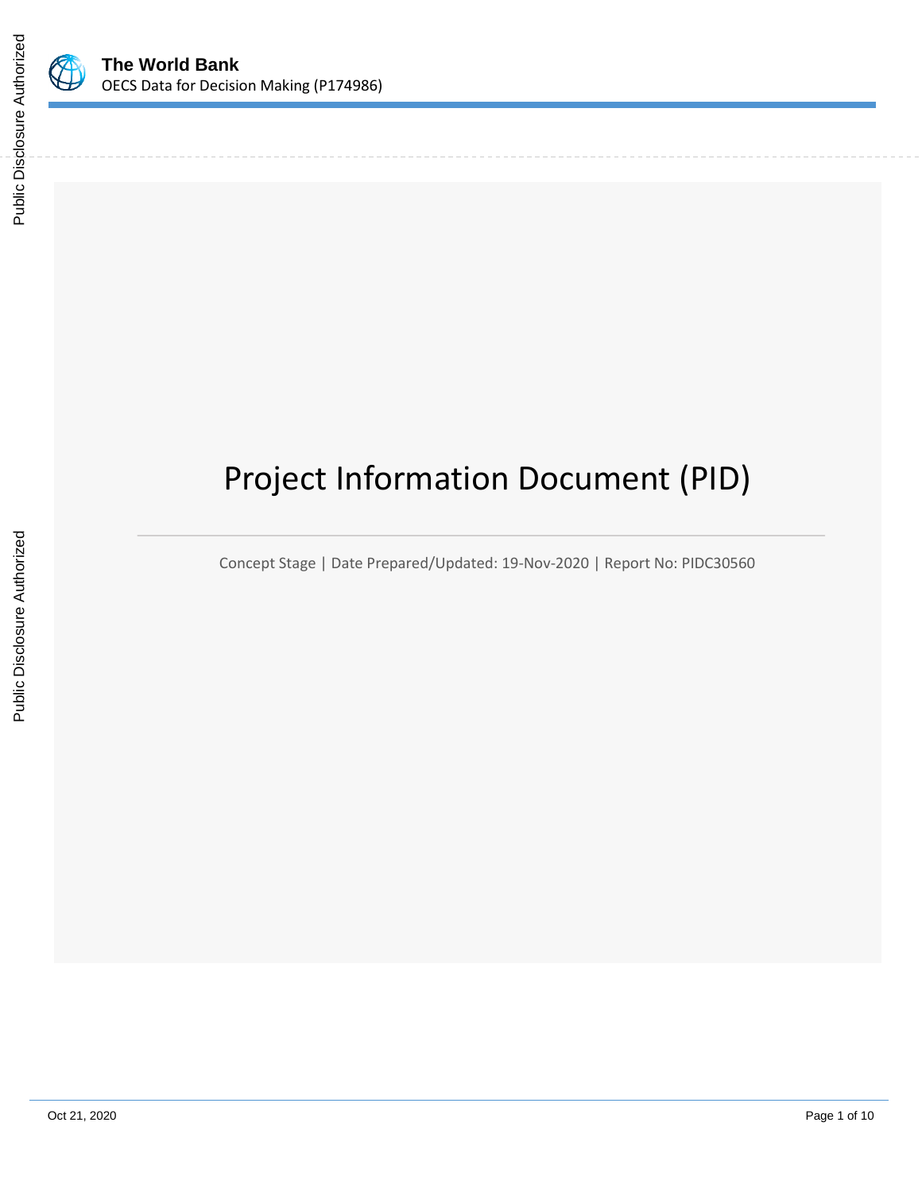**The World Bank**
OECS Data for Decision Making (P174986)

# Project Information Document (PID)

Concept Stage | Date Prepared/Updated: 19-Nov-2020 | Report No: PIDC30560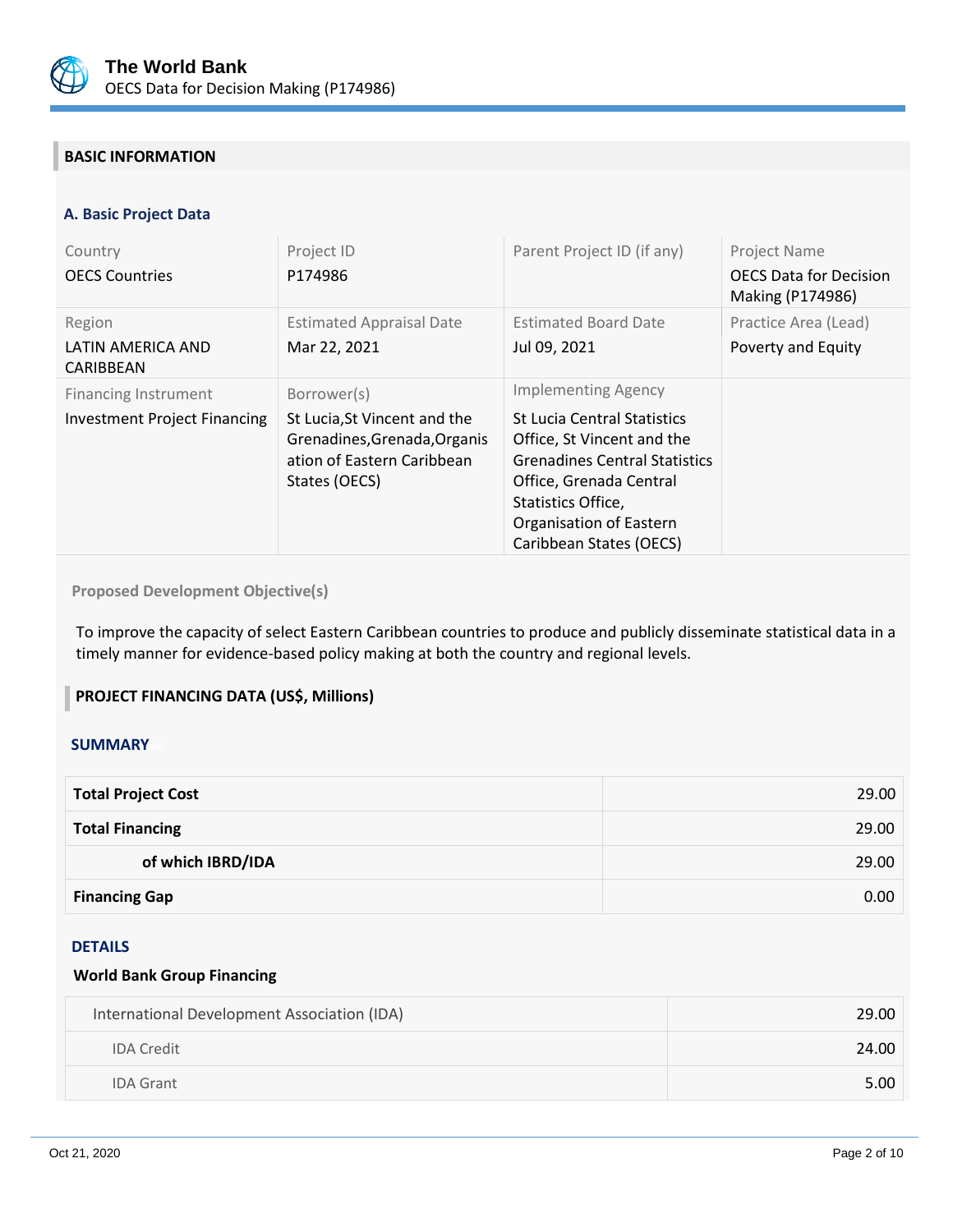## BASIC INFORMATION

### A. Basic Project Data

| Country | Project ID | Parent Project ID (if any) | Project Name |
|---|---|---|---|
| OECS Countries | P174986 | | OECS Data for Decision Making (P174986) |
| **Region** | **Estimated Appraisal Date** | **Estimated Board Date** | **Practice Area (Lead)** |
| LATIN AMERICA AND CARIBBEAN | Mar 22, 2021 | Jul 09, 2021 | Poverty and Equity |
| **Financing Instrument** | **Borrower(s)** | **Implementing Agency** | |
| Investment Project Financing | St Lucia,St Vincent and the Grenadines,Grenada,Organisation of Eastern Caribbean States (OECS) | St Lucia Central Statistics Office, St Vincent and the Grenadines Central Statistics Office, Grenada Central Statistics Office, Organisation of Eastern Caribbean States (OECS) | |

**Proposed Development Objective(s)**

To improve the capacity of select Eastern Caribbean countries to produce and publicly disseminate statistical data in a timely manner for evidence-based policy making at both the country and regional levels.

## PROJECT FINANCING DATA (US$, Millions)

### SUMMARY

| | |
|---|---:|
| **Total Project Cost** | 29.00 |
| **Total Financing** | 29.00 |
| **of which IBRD/IDA** | 29.00 |
| **Financing Gap** | 0.00 |

### DETAILS

**World Bank Group Financing**

| | |
|---|---:|
| International Development Association (IDA) | 29.00 |
| IDA Credit | 24.00 |
| IDA Grant | 5.00 |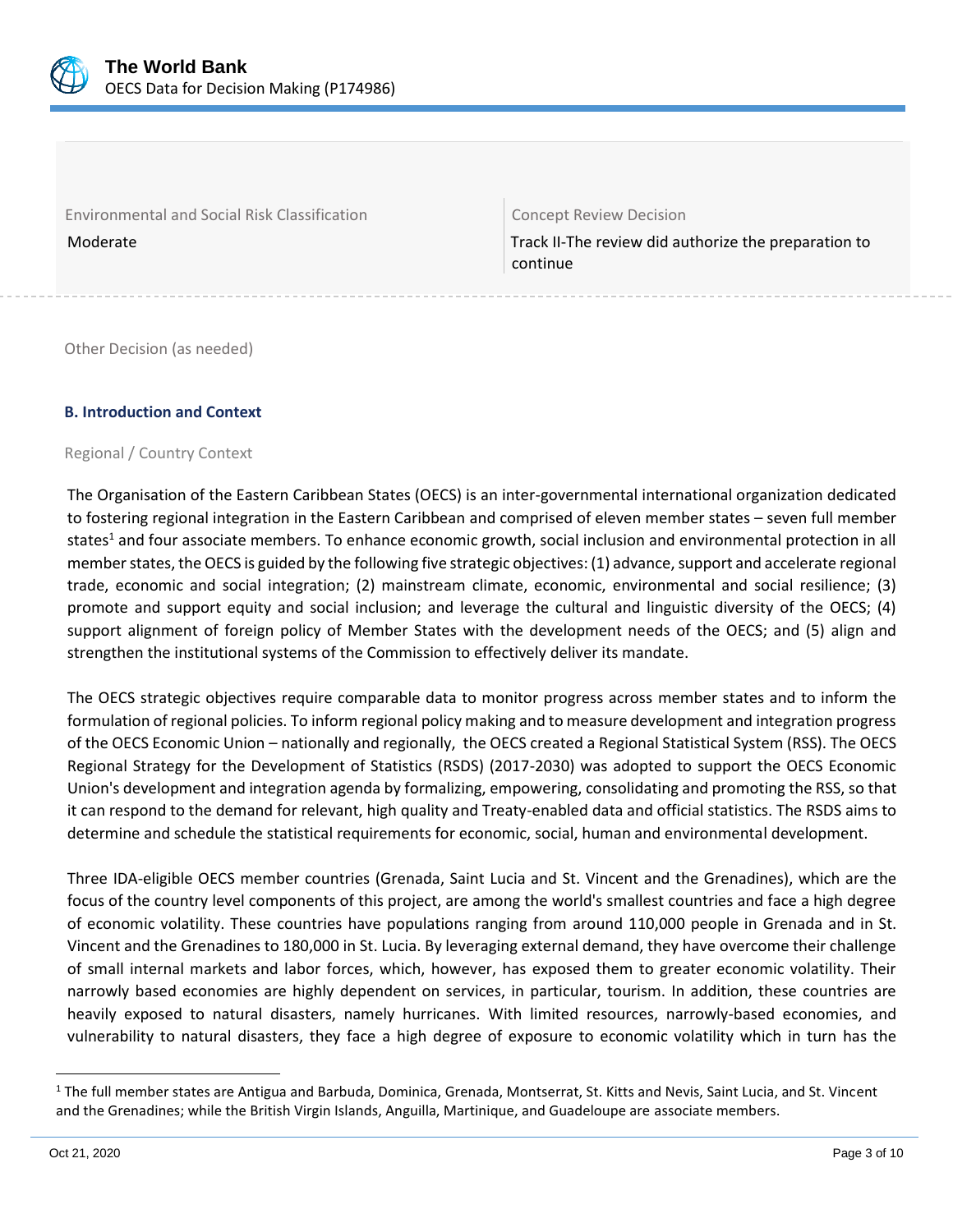| Environmental and Social Risk Classification | Concept Review Decision |
| --- | --- |
| Moderate | Track II-The review did authorize the preparation to continue |

Other Decision (as needed)

### B. Introduction and Context

Regional / Country Context

The Organisation of the Eastern Caribbean States (OECS) is an inter-governmental international organization dedicated to fostering regional integration in the Eastern Caribbean and comprised of eleven member states – seven full member states[1] and four associate members. To enhance economic growth, social inclusion and environmental protection in all member states, the OECS is guided by the following five strategic objectives: (1) advance, support and accelerate regional trade, economic and social integration; (2) mainstream climate, economic, environmental and social resilience; (3) promote and support equity and social inclusion; and leverage the cultural and linguistic diversity of the OECS; (4) support alignment of foreign policy of Member States with the development needs of the OECS; and (5) align and strengthen the institutional systems of the Commission to effectively deliver its mandate.

The OECS strategic objectives require comparable data to monitor progress across member states and to inform the formulation of regional policies. To inform regional policy making and to measure development and integration progress of the OECS Economic Union – nationally and regionally, the OECS created a Regional Statistical System (RSS). The OECS Regional Strategy for the Development of Statistics (RSDS) (2017-2030) was adopted to support the OECS Economic Union's development and integration agenda by formalizing, empowering, consolidating and promoting the RSS, so that it can respond to the demand for relevant, high quality and Treaty-enabled data and official statistics. The RSDS aims to determine and schedule the statistical requirements for economic, social, human and environmental development.

Three IDA-eligible OECS member countries (Grenada, Saint Lucia and St. Vincent and the Grenadines), which are the focus of the country level components of this project, are among the world's smallest countries and face a high degree of economic volatility. These countries have populations ranging from around 110,000 people in Grenada and in St. Vincent and the Grenadines to 180,000 in St. Lucia. By leveraging external demand, they have overcome their challenge of small internal markets and labor forces, which, however, has exposed them to greater economic volatility. Their narrowly based economies are highly dependent on services, in particular, tourism. In addition, these countries are heavily exposed to natural disasters, namely hurricanes. With limited resources, narrowly-based economies, and vulnerability to natural disasters, they face a high degree of exposure to economic volatility which in turn has the

[1] The full member states are Antigua and Barbuda, Dominica, Grenada, Montserrat, St. Kitts and Nevis, Saint Lucia, and St. Vincent and the Grenadines; while the British Virgin Islands, Anguilla, Martinique, and Guadeloupe are associate members.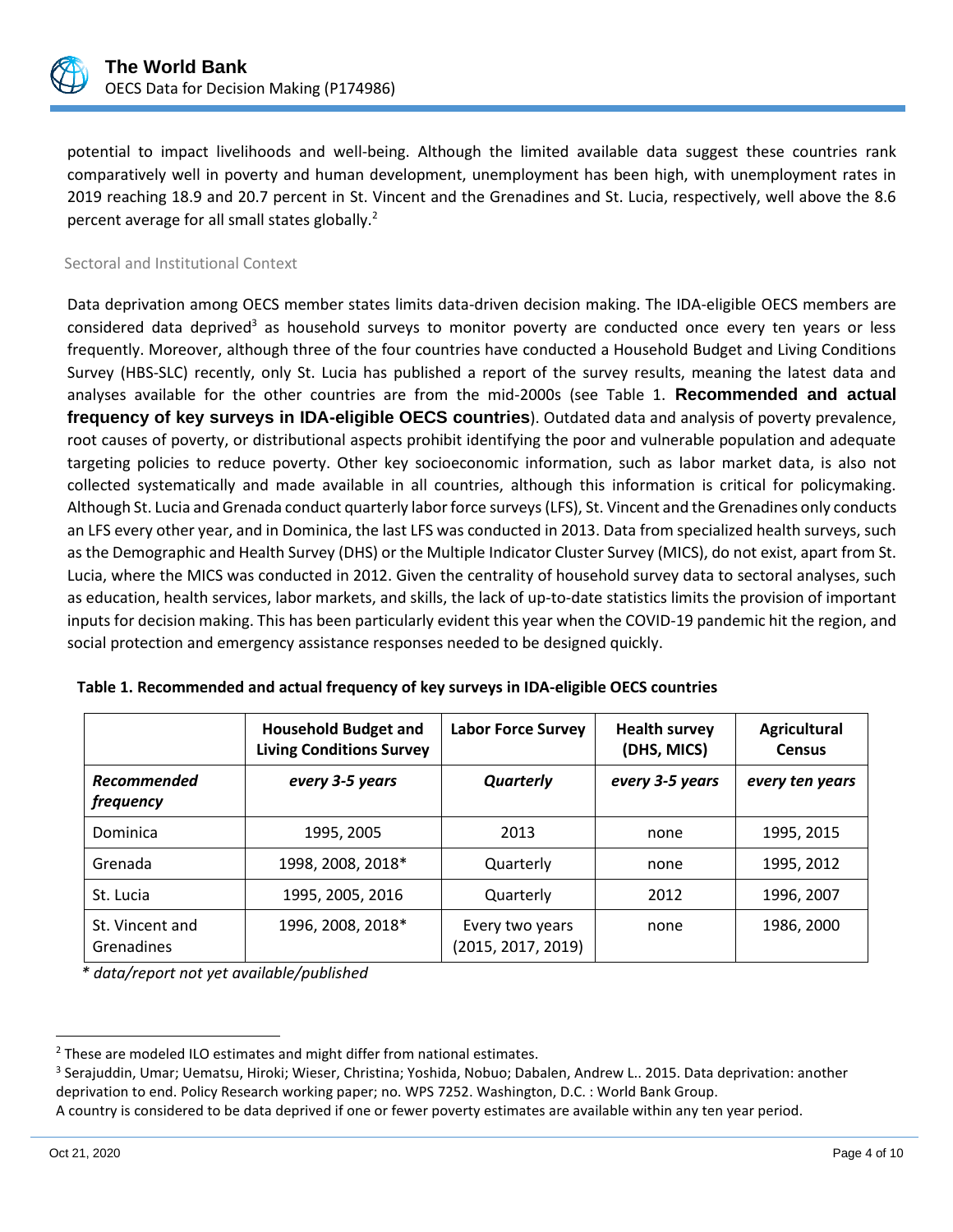potential to impact livelihoods and well-being. Although the limited available data suggest these countries rank comparatively well in poverty and human development, unemployment has been high, with unemployment rates in 2019 reaching 18.9 and 20.7 percent in St. Vincent and the Grenadines and St. Lucia, respectively, well above the 8.6 percent average for all small states globally.[2]

## Sectoral and Institutional Context

Data deprivation among OECS member states limits data-driven decision making. The IDA-eligible OECS members are considered data deprived[3] as household surveys to monitor poverty are conducted once every ten years or less frequently. Moreover, although three of the four countries have conducted a Household Budget and Living Conditions Survey (HBS-SLC) recently, only St. Lucia has published a report of the survey results, meaning the latest data and analyses available for the other countries are from the mid-2000s (see Table 1. **Recommended and actual frequency of key surveys in IDA-eligible OECS countries**). Outdated data and analysis of poverty prevalence, root causes of poverty, or distributional aspects prohibit identifying the poor and vulnerable population and adequate targeting policies to reduce poverty. Other key socioeconomic information, such as labor market data, is also not collected systematically and made available in all countries, although this information is critical for policymaking. Although St. Lucia and Grenada conduct quarterly labor force surveys (LFS), St. Vincent and the Grenadines only conducts an LFS every other year, and in Dominica, the last LFS was conducted in 2013. Data from specialized health surveys, such as the Demographic and Health Survey (DHS) or the Multiple Indicator Cluster Survey (MICS), do not exist, apart from St. Lucia, where the MICS was conducted in 2012. Given the centrality of household survey data to sectoral analyses, such as education, health services, labor markets, and skills, the lack of up-to-date statistics limits the provision of important inputs for decision making. This has been particularly evident this year when the COVID-19 pandemic hit the region, and social protection and emergency assistance responses needed to be designed quickly.

**Table 1. Recommended and actual frequency of key surveys in IDA-eligible OECS countries**

| | Household Budget and Living Conditions Survey | Labor Force Survey | Health survey (DHS, MICS) | Agricultural Census |
|---|---|---|---|---|
| ***Recommended frequency*** | ***every 3-5 years*** | ***Quarterly*** | ***every 3-5 years*** | ***every ten years*** |
| Dominica | 1995, 2005 | 2013 | none | 1995, 2015 |
| Grenada | 1998, 2008, 2018* | Quarterly | none | 1995, 2012 |
| St. Lucia | 1995, 2005, 2016 | Quarterly | 2012 | 1996, 2007 |
| St. Vincent and Grenadines | 1996, 2008, 2018* | Every two years (2015, 2017, 2019) | none | 1986, 2000 |

*\* data/report not yet available/published*

[2] These are modeled ILO estimates and might differ from national estimates.

[3] Serajuddin, Umar; Uematsu, Hiroki; Wieser, Christina; Yoshida, Nobuo; Dabalen, Andrew L.. 2015. Data deprivation: another deprivation to end. Policy Research working paper; no. WPS 7252. Washington, D.C. : World Bank Group.
A country is considered to be data deprived if one or fewer poverty estimates are available within any ten year period.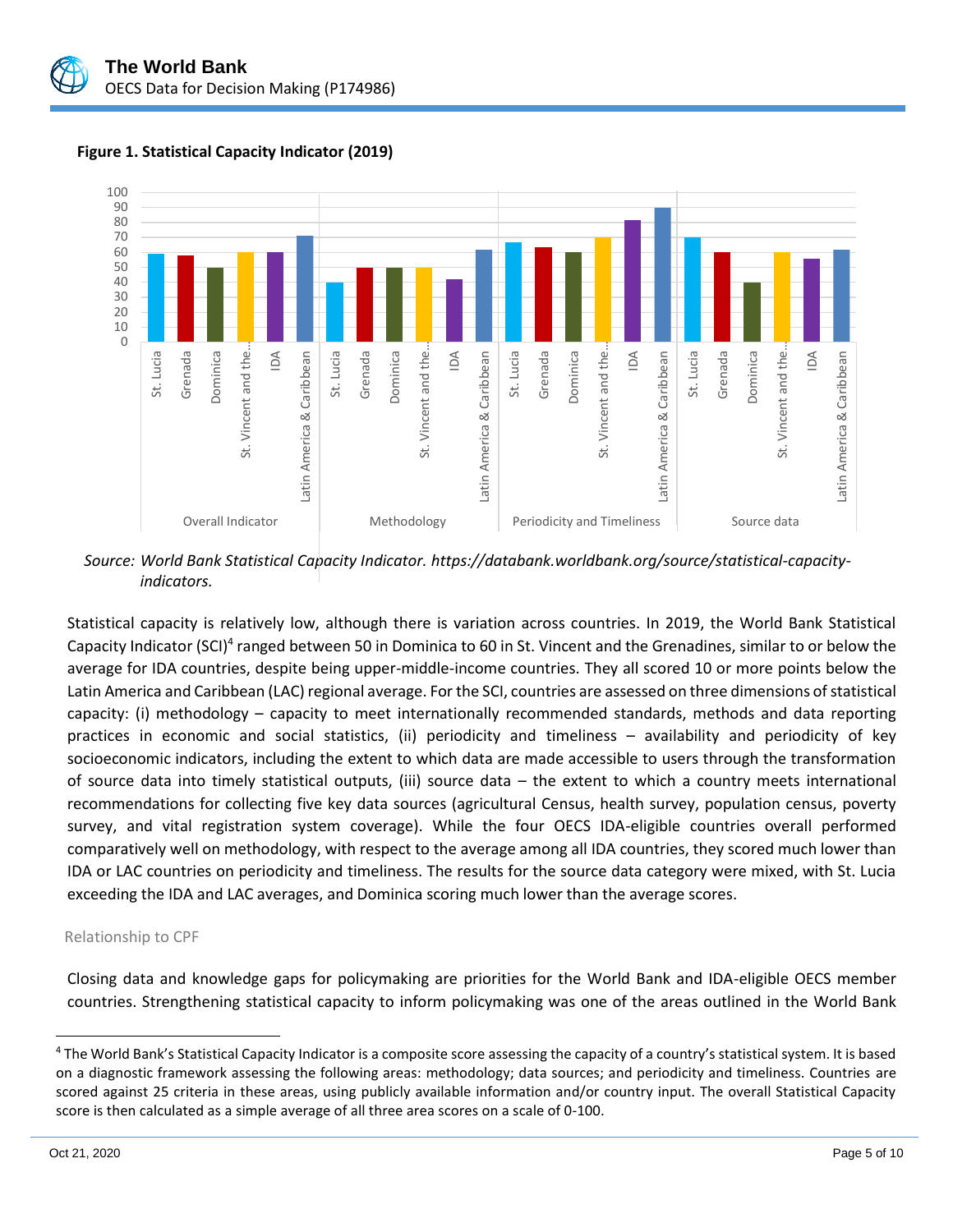**Figure 1. Statistical Capacity Indicator (2019)**

*Source: World Bank Statistical Capacity Indicator. https://databank.worldbank.org/source/statistical-capacity-indicators.*

Statistical capacity is relatively low, although there is variation across countries. In 2019, the World Bank Statistical Capacity Indicator (SCI)[4] ranged between 50 in Dominica to 60 in St. Vincent and the Grenadines, similar to or below the average for IDA countries, despite being upper-middle-income countries. They all scored 10 or more points below the Latin America and Caribbean (LAC) regional average. For the SCI, countries are assessed on three dimensions of statistical capacity: (i) methodology – capacity to meet internationally recommended standards, methods and data reporting practices in economic and social statistics, (ii) periodicity and timeliness – availability and periodicity of key socioeconomic indicators, including the extent to which data are made accessible to users through the transformation of source data into timely statistical outputs, (iii) source data – the extent to which a country meets international recommendations for collecting five key data sources (agricultural Census, health survey, population census, poverty survey, and vital registration system coverage). While the four OECS IDA-eligible countries overall performed comparatively well on methodology, with respect to the average among all IDA countries, they scored much lower than IDA or LAC countries on periodicity and timeliness. The results for the source data category were mixed, with St. Lucia exceeding the IDA and LAC averages, and Dominica scoring much lower than the average scores.

### Relationship to CPF

Closing data and knowledge gaps for policymaking are priorities for the World Bank and IDA-eligible OECS member countries. Strengthening statistical capacity to inform policymaking was one of the areas outlined in the World Bank

---

[4] The World Bank's Statistical Capacity Indicator is a composite score assessing the capacity of a country's statistical system. It is based on a diagnostic framework assessing the following areas: methodology; data sources; and periodicity and timeliness. Countries are scored against 25 criteria in these areas, using publicly available information and/or country input. The overall Statistical Capacity score is then calculated as a simple average of all three area scores on a scale of 0-100.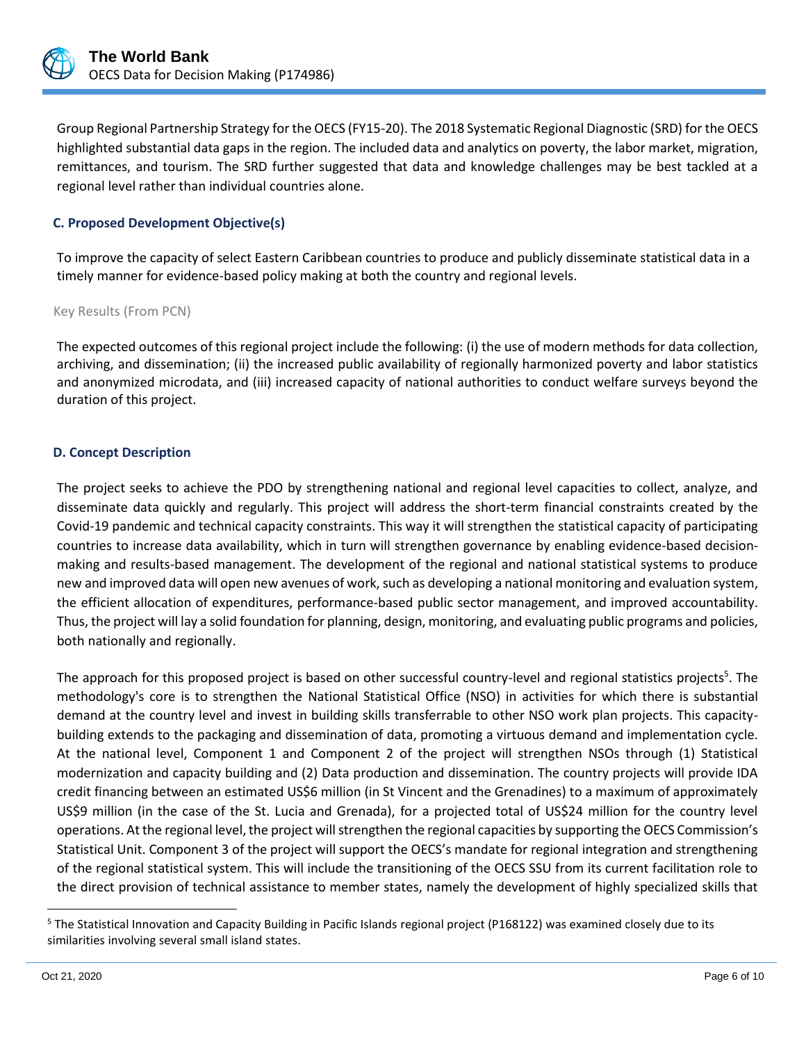Group Regional Partnership Strategy for the OECS (FY15-20). The 2018 Systematic Regional Diagnostic (SRD) for the OECS highlighted substantial data gaps in the region. The included data and analytics on poverty, the labor market, migration, remittances, and tourism. The SRD further suggested that data and knowledge challenges may be best tackled at a regional level rather than individual countries alone.

### C. Proposed Development Objective(s)

To improve the capacity of select Eastern Caribbean countries to produce and publicly disseminate statistical data in a timely manner for evidence-based policy making at both the country and regional levels.

Key Results (From PCN)

The expected outcomes of this regional project include the following: (i) the use of modern methods for data collection, archiving, and dissemination; (ii) the increased public availability of regionally harmonized poverty and labor statistics and anonymized microdata, and (iii) increased capacity of national authorities to conduct welfare surveys beyond the duration of this project.

### D. Concept Description

The project seeks to achieve the PDO by strengthening national and regional level capacities to collect, analyze, and disseminate data quickly and regularly. This project will address the short-term financial constraints created by the Covid-19 pandemic and technical capacity constraints. This way it will strengthen the statistical capacity of participating countries to increase data availability, which in turn will strengthen governance by enabling evidence-based decision-making and results-based management. The development of the regional and national statistical systems to produce new and improved data will open new avenues of work, such as developing a national monitoring and evaluation system, the efficient allocation of expenditures, performance-based public sector management, and improved accountability. Thus, the project will lay a solid foundation for planning, design, monitoring, and evaluating public programs and policies, both nationally and regionally.

The approach for this proposed project is based on other successful country-level and regional statistics projects[5]. The methodology's core is to strengthen the National Statistical Office (NSO) in activities for which there is substantial demand at the country level and invest in building skills transferrable to other NSO work plan projects. This capacity-building extends to the packaging and dissemination of data, promoting a virtuous demand and implementation cycle. At the national level, Component 1 and Component 2 of the project will strengthen NSOs through (1) Statistical modernization and capacity building and (2) Data production and dissemination. The country projects will provide IDA credit financing between an estimated US$6 million (in St Vincent and the Grenadines) to a maximum of approximately US$9 million (in the case of the St. Lucia and Grenada), for a projected total of US$24 million for the country level operations. At the regional level, the project will strengthen the regional capacities by supporting the OECS Commission's Statistical Unit. Component 3 of the project will support the OECS's mandate for regional integration and strengthening of the regional statistical system. This will include the transitioning of the OECS SSU from its current facilitation role to the direct provision of technical assistance to member states, namely the development of highly specialized skills that

[5] The Statistical Innovation and Capacity Building in Pacific Islands regional project (P168122) was examined closely due to its similarities involving several small island states.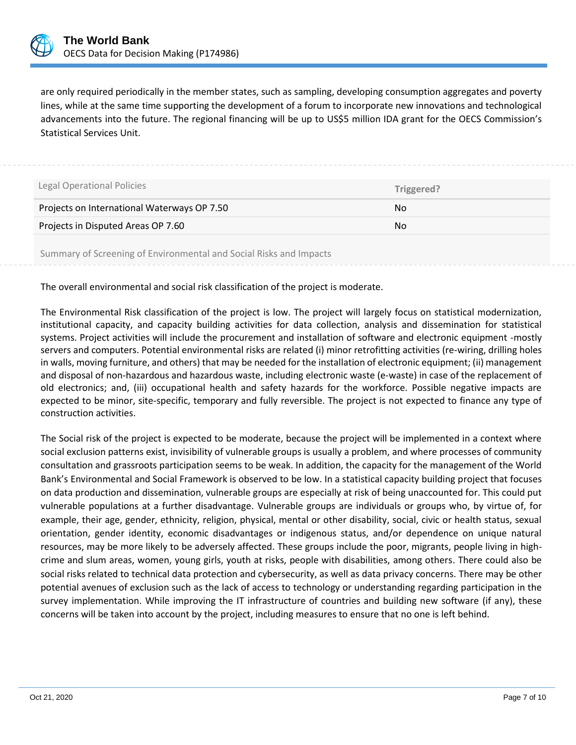are only required periodically in the member states, such as sampling, developing consumption aggregates and poverty lines, while at the same time supporting the development of a forum to incorporate new innovations and technological advancements into the future. The regional financing will be up to US$5 million IDA grant for the OECS Commission's Statistical Services Unit.

| Legal Operational Policies | Triggered? |
| --- | --- |
| Projects on International Waterways OP 7.50 | No |
| Projects in Disputed Areas OP 7.60 | No |

Summary of Screening of Environmental and Social Risks and Impacts

The overall environmental and social risk classification of the project is moderate.

The Environmental Risk classification of the project is low. The project will largely focus on statistical modernization, institutional capacity, and capacity building activities for data collection, analysis and dissemination for statistical systems. Project activities will include the procurement and installation of software and electronic equipment -mostly servers and computers. Potential environmental risks are related (i) minor retrofitting activities (re-wiring, drilling holes in walls, moving furniture, and others) that may be needed for the installation of electronic equipment; (ii) management and disposal of non-hazardous and hazardous waste, including electronic waste (e-waste) in case of the replacement of old electronics; and, (iii) occupational health and safety hazards for the workforce. Possible negative impacts are expected to be minor, site-specific, temporary and fully reversible. The project is not expected to finance any type of construction activities.

The Social risk of the project is expected to be moderate, because the project will be implemented in a context where social exclusion patterns exist, invisibility of vulnerable groups is usually a problem, and where processes of community consultation and grassroots participation seems to be weak. In addition, the capacity for the management of the World Bank's Environmental and Social Framework is observed to be low. In a statistical capacity building project that focuses on data production and dissemination, vulnerable groups are especially at risk of being unaccounted for. This could put vulnerable populations at a further disadvantage. Vulnerable groups are individuals or groups who, by virtue of, for example, their age, gender, ethnicity, religion, physical, mental or other disability, social, civic or health status, sexual orientation, gender identity, economic disadvantages or indigenous status, and/or dependence on unique natural resources, may be more likely to be adversely affected. These groups include the poor, migrants, people living in high-crime and slum areas, women, young girls, youth at risks, people with disabilities, among others. There could also be social risks related to technical data protection and cybersecurity, as well as data privacy concerns. There may be other potential avenues of exclusion such as the lack of access to technology or understanding regarding participation in the survey implementation. While improving the IT infrastructure of countries and building new software (if any), these concerns will be taken into account by the project, including measures to ensure that no one is left behind.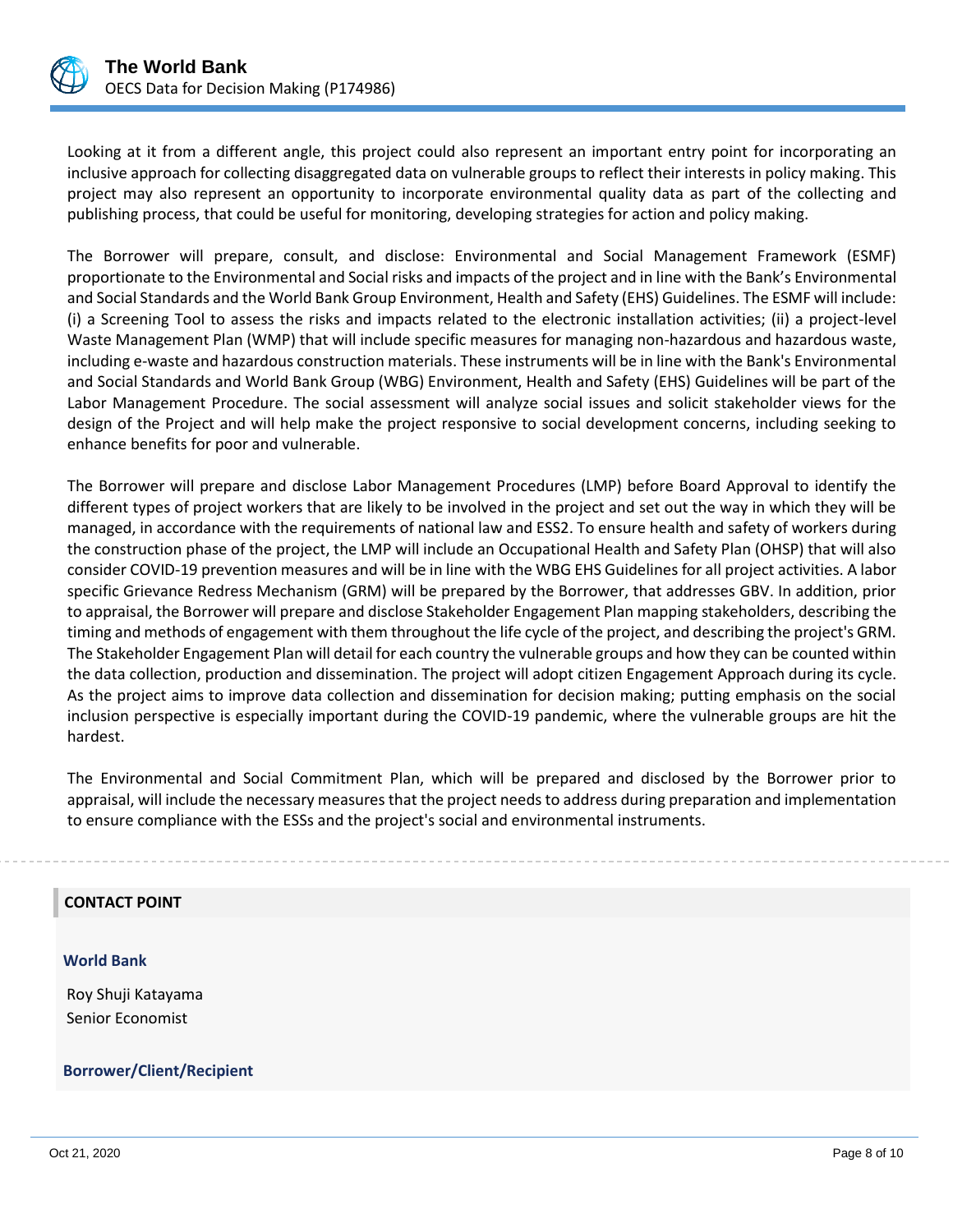Looking at it from a different angle, this project could also represent an important entry point for incorporating an inclusive approach for collecting disaggregated data on vulnerable groups to reflect their interests in policy making. This project may also represent an opportunity to incorporate environmental quality data as part of the collecting and publishing process, that could be useful for monitoring, developing strategies for action and policy making.

The Borrower will prepare, consult, and disclose: Environmental and Social Management Framework (ESMF) proportionate to the Environmental and Social risks and impacts of the project and in line with the Bank's Environmental and Social Standards and the World Bank Group Environment, Health and Safety (EHS) Guidelines. The ESMF will include: (i) a Screening Tool to assess the risks and impacts related to the electronic installation activities; (ii) a project-level Waste Management Plan (WMP) that will include specific measures for managing non-hazardous and hazardous waste, including e-waste and hazardous construction materials. These instruments will be in line with the Bank's Environmental and Social Standards and World Bank Group (WBG) Environment, Health and Safety (EHS) Guidelines will be part of the Labor Management Procedure. The social assessment will analyze social issues and solicit stakeholder views for the design of the Project and will help make the project responsive to social development concerns, including seeking to enhance benefits for poor and vulnerable.

The Borrower will prepare and disclose Labor Management Procedures (LMP) before Board Approval to identify the different types of project workers that are likely to be involved in the project and set out the way in which they will be managed, in accordance with the requirements of national law and ESS2. To ensure health and safety of workers during the construction phase of the project, the LMP will include an Occupational Health and Safety Plan (OHSP) that will also consider COVID-19 prevention measures and will be in line with the WBG EHS Guidelines for all project activities. A labor specific Grievance Redress Mechanism (GRM) will be prepared by the Borrower, that addresses GBV. In addition, prior to appraisal, the Borrower will prepare and disclose Stakeholder Engagement Plan mapping stakeholders, describing the timing and methods of engagement with them throughout the life cycle of the project, and describing the project's GRM. The Stakeholder Engagement Plan will detail for each country the vulnerable groups and how they can be counted within the data collection, production and dissemination. The project will adopt citizen Engagement Approach during its cycle. As the project aims to improve data collection and dissemination for decision making; putting emphasis on the social inclusion perspective is especially important during the COVID-19 pandemic, where the vulnerable groups are hit the hardest.

The Environmental and Social Commitment Plan, which will be prepared and disclosed by the Borrower prior to appraisal, will include the necessary measures that the project needs to address during preparation and implementation to ensure compliance with the ESSs and the project's social and environmental instruments.

## CONTACT POINT

### World Bank

Roy Shuji Katayama
Senior Economist

### Borrower/Client/Recipient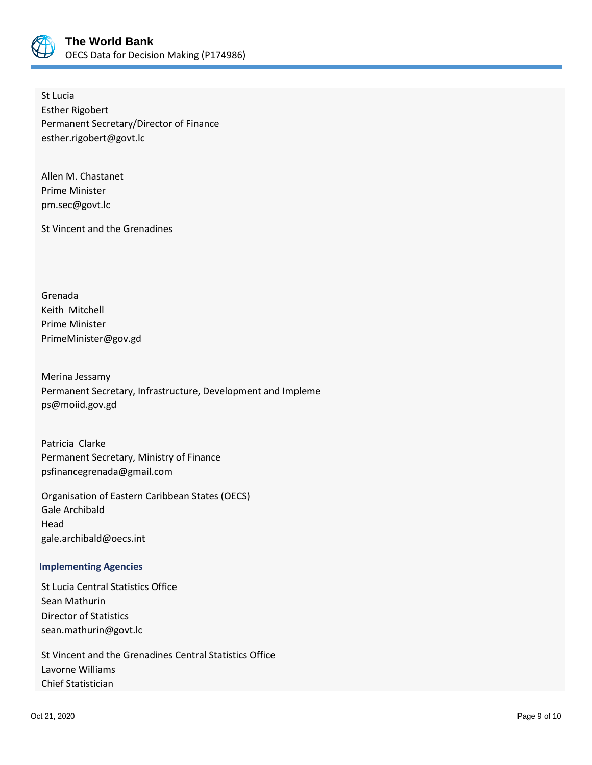St Lucia
Esther Rigobert
Permanent Secretary/Director of Finance
esther.rigobert@govt.lc

Allen M. Chastanet
Prime Minister
pm.sec@govt.lc

St Vincent and the Grenadines

Grenada
Keith Mitchell
Prime Minister
PrimeMinister@gov.gd

Merina Jessamy
Permanent Secretary, Infrastructure, Development and Impleme
ps@moiid.gov.gd

Patricia Clarke
Permanent Secretary, Ministry of Finance
psfinancegrenada@gmail.com

Organisation of Eastern Caribbean States (OECS)
Gale Archibald
Head
gale.archibald@oecs.int

### Implementing Agencies

St Lucia Central Statistics Office
Sean Mathurin
Director of Statistics
sean.mathurin@govt.lc

St Vincent and the Grenadines Central Statistics Office
Lavorne Williams
Chief Statistician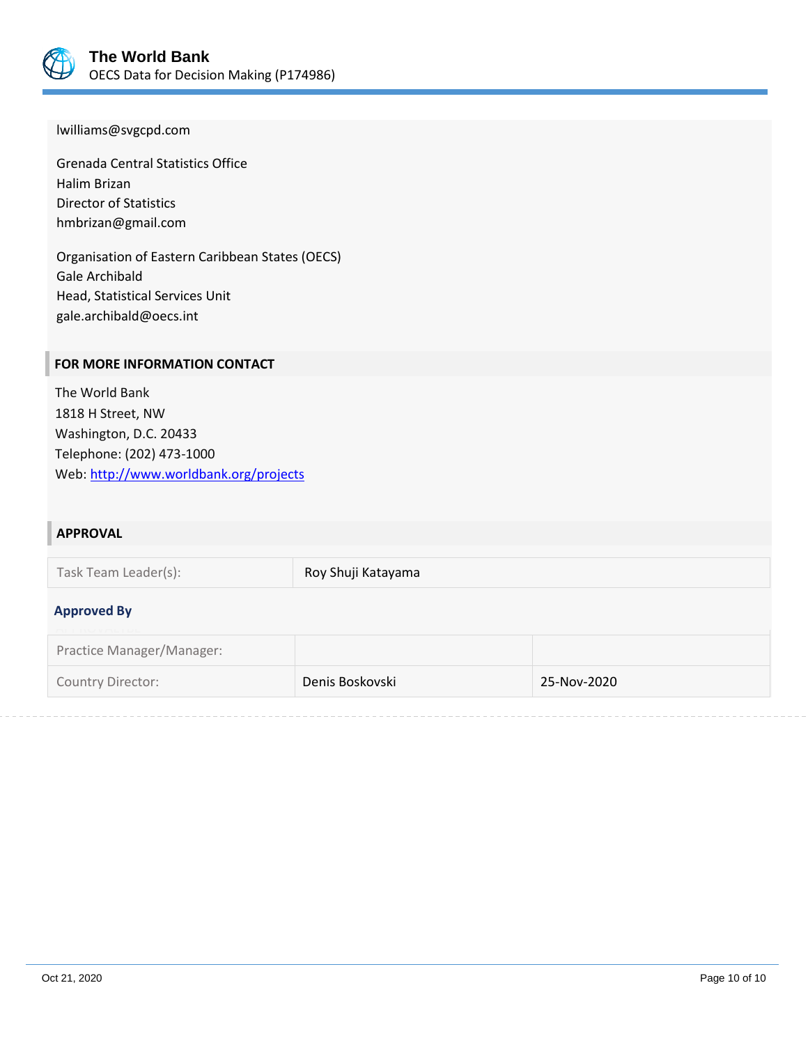lwilliams@svgcpd.com

Grenada Central Statistics Office
Halim Brizan
Director of Statistics
hmbrizan@gmail.com

Organisation of Eastern Caribbean States (OECS)
Gale Archibald
Head, Statistical Services Unit
gale.archibald@oecs.int

## FOR MORE INFORMATION CONTACT

The World Bank
1818 H Street, NW
Washington, D.C. 20433
Telephone: (202) 473-1000
Web: http://www.worldbank.org/projects

## APPROVAL

| | |
|---|---|
| Task Team Leader(s): | Roy Shuji Katayama |

### Approved By

| | | |
|---|---|---|
| Practice Manager/Manager: | | |
| Country Director: | Denis Boskovski | 25-Nov-2020 |